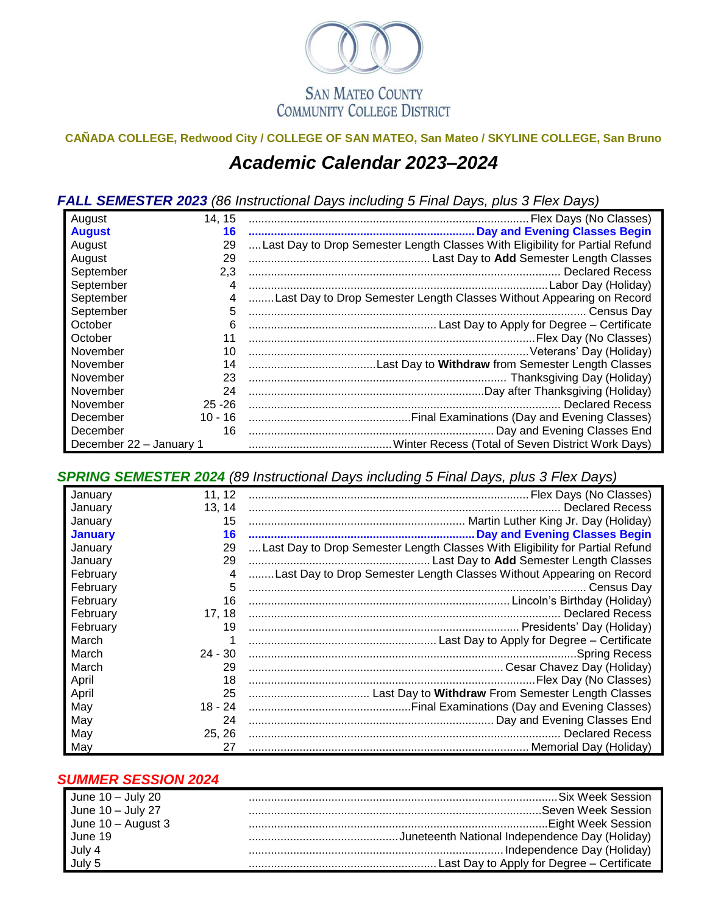SAN MATEO COUNTY
COMMUNITY COLLEGE DISTRICT

**CAÑADA COLLEGE, Redwood City / COLLEGE OF SAN MATEO, San Mateo / SKYLINE COLLEGE, San Bruno**

# *Academic Calendar 2023–2024*

## ***FALL SEMESTER 2023*** *(86 Instructional Days including 5 Final Days, plus 3 Flex Days)*

| Month | Date | Event |
|---|---|---|
| August | 14, 15 | Flex Days (No Classes) |
| **August** | **16** | **Day and Evening Classes Begin** |
| August | 29 | Last Day to Drop Semester Length Classes With Eligibility for Partial Refund |
| August | 29 | Last Day to **Add** Semester Length Classes |
| September | 2,3 | Declared Recess |
| September | 4 | Labor Day (Holiday) |
| September | 4 | Last Day to Drop Semester Length Classes Without Appearing on Record |
| September | 5 | Census Day |
| October | 6 | Last Day to Apply for Degree – Certificate |
| October | 11 | Flex Day (No Classes) |
| November | 10 | Veterans' Day (Holiday) |
| November | 14 | Last Day to **Withdraw** from Semester Length Classes |
| November | 23 | Thanksgiving Day (Holiday) |
| November | 24 | Day after Thanksgiving (Holiday) |
| November | 25 -26 | Declared Recess |
| December | 10 - 16 | Final Examinations (Day and Evening Classes) |
| December | 16 | Day and Evening Classes End |
| December 22 – January 1 | | Winter Recess (Total of Seven District Work Days) |

## ***SPRING SEMESTER 2024*** *(89 Instructional Days including 5 Final Days, plus 3 Flex Days)*

| Month | Date | Event |
|---|---|---|
| January | 11, 12 | Flex Days (No Classes) |
| January | 13, 14 | Declared Recess |
| January | 15 | Martin Luther King Jr. Day (Holiday) |
| **January** | **16** | **Day and Evening Classes Begin** |
| January | 29 | Last Day to Drop Semester Length Classes With Eligibility for Partial Refund |
| January | 29 | Last Day to **Add** Semester Length Classes |
| February | 4 | Last Day to Drop Semester Length Classes Without Appearing on Record |
| February | 5 | Census Day |
| February | 16 | Lincoln's Birthday (Holiday) |
| February | 17, 18 | Declared Recess |
| February | 19 | Presidents' Day (Holiday) |
| March | 1 | Last Day to Apply for Degree – Certificate |
| March | 24 - 30 | Spring Recess |
| March | 29 | Cesar Chavez Day (Holiday) |
| April | 18 | Flex Day (No Classes) |
| April | 25 | Last Day to **Withdraw** From Semester Length Classes |
| May | 18 - 24 | Final Examinations (Day and Evening Classes) |
| May | 24 | Day and Evening Classes End |
| May | 25, 26 | Declared Recess |
| May | 27 | Memorial Day (Holiday) |

## ***SUMMER SESSION 2024***

| Date | Event |
|---|---|
| June 10 – July 20 | Six Week Session |
| June 10 – July 27 | Seven Week Session |
| June 10 – August 3 | Eight Week Session |
| June 19 | Juneteenth National Independence Day (Holiday) |
| July 4 | Independence Day (Holiday) |
| July 5 | Last Day to Apply for Degree – Certificate |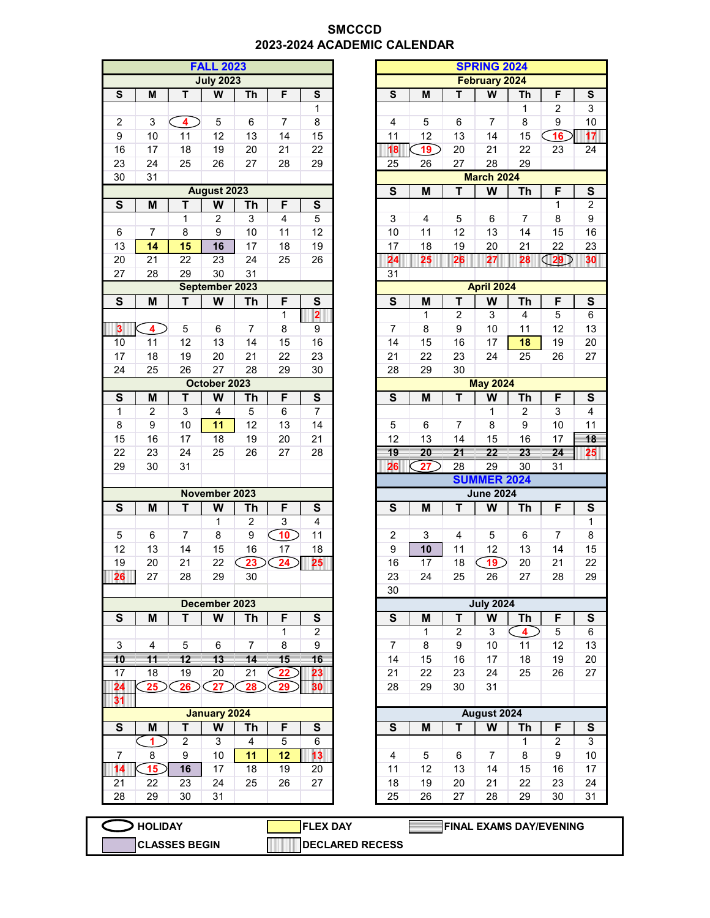# SMCCCD
## 2023-2024 ACADEMIC CALENDAR

### FALL 2023

**July 2023**

| S | M | T | W | Th | F | S |
|---|---|---|---|---|---|---|
| | | | | | | 1 |
| 2 | 3 | 4 | 5 | 6 | 7 | 8 |
| 9 | 10 | 11 | 12 | 13 | 14 | 15 |
| 16 | 17 | 18 | 19 | 20 | 21 | 22 |
| 23 | 24 | 25 | 26 | 27 | 28 | 29 |
| 30 | 31 | | | | | |

**August 2023**

| S | M | T | W | Th | F | S |
|---|---|---|---|---|---|---|
| | | 1 | 2 | 3 | 4 | 5 |
| 6 | 7 | 8 | 9 | 10 | 11 | 12 |
| 13 | 14 | 15 | 16 | 17 | 18 | 19 |
| 20 | 21 | 22 | 23 | 24 | 25 | 26 |
| 27 | 28 | 29 | 30 | 31 | | |

**September 2023**

| S | M | T | W | Th | F | S |
|---|---|---|---|---|---|---|
| | | | | | 1 | 2 |
| 3 | 4 | 5 | 6 | 7 | 8 | 9 |
| 10 | 11 | 12 | 13 | 14 | 15 | 16 |
| 17 | 18 | 19 | 20 | 21 | 22 | 23 |
| 24 | 25 | 26 | 27 | 28 | 29 | 30 |

**October 2023**

| S | M | T | W | Th | F | S |
|---|---|---|---|---|---|---|
| 1 | 2 | 3 | 4 | 5 | 6 | 7 |
| 8 | 9 | 10 | 11 | 12 | 13 | 14 |
| 15 | 16 | 17 | 18 | 19 | 20 | 21 |
| 22 | 23 | 24 | 25 | 26 | 27 | 28 |
| 29 | 30 | 31 | | | | |

**November 2023**

| S | M | T | W | Th | F | S |
|---|---|---|---|---|---|---|
| | | | 1 | 2 | 3 | 4 |
| 5 | 6 | 7 | 8 | 9 | 10 | 11 |
| 12 | 13 | 14 | 15 | 16 | 17 | 18 |
| 19 | 20 | 21 | 22 | 23 | 24 | 25 |
| 26 | 27 | 28 | 29 | 30 | | |

**December 2023**

| S | M | T | W | Th | F | S |
|---|---|---|---|---|---|---|
| | | | | | 1 | 2 |
| 3 | 4 | 5 | 6 | 7 | 8 | 9 |
| 10 | 11 | 12 | 13 | 14 | 15 | 16 |
| 17 | 18 | 19 | 20 | 21 | 22 | 23 |
| 24 | 25 | 26 | 27 | 28 | 29 | 30 |
| 31 | | | | | | |

**January 2024**

| S | M | T | W | Th | F | S |
|---|---|---|---|---|---|---|
| | 1 | 2 | 3 | 4 | 5 | 6 |
| 7 | 8 | 9 | 10 | 11 | 12 | 13 |
| 14 | 15 | 16 | 17 | 18 | 19 | 20 |
| 21 | 22 | 23 | 24 | 25 | 26 | 27 |
| 28 | 29 | 30 | 31 | | | |

### SPRING 2024

**February 2024**

| S | M | T | W | Th | F | S |
|---|---|---|---|---|---|---|
| | | | | 1 | 2 | 3 |
| 4 | 5 | 6 | 7 | 8 | 9 | 10 |
| 11 | 12 | 13 | 14 | 15 | 16 | 17 |
| 18 | 19 | 20 | 21 | 22 | 23 | 24 |
| 25 | 26 | 27 | 28 | 29 | | |

**March 2024**

| S | M | T | W | Th | F | S |
|---|---|---|---|---|---|---|
| | | | | | 1 | 2 |
| 3 | 4 | 5 | 6 | 7 | 8 | 9 |
| 10 | 11 | 12 | 13 | 14 | 15 | 16 |
| 17 | 18 | 19 | 20 | 21 | 22 | 23 |
| 24 | 25 | 26 | 27 | 28 | 29 | 30 |
| 31 | | | | | | |

**April 2024**

| S | M | T | W | Th | F | S |
|---|---|---|---|---|---|---|
| | 1 | 2 | 3 | 4 | 5 | 6 |
| 7 | 8 | 9 | 10 | 11 | 12 | 13 |
| 14 | 15 | 16 | 17 | 18 | 19 | 20 |
| 21 | 22 | 23 | 24 | 25 | 26 | 27 |
| 28 | 29 | 30 | | | | |

**May 2024**

| S | M | T | W | Th | F | S |
|---|---|---|---|---|---|---|
| | | | 1 | 2 | 3 | 4 |
| 5 | 6 | 7 | 8 | 9 | 10 | 11 |
| 12 | 13 | 14 | 15 | 16 | 17 | 18 |
| 19 | 20 | 21 | 22 | 23 | 24 | 25 |
| 26 | 27 | 28 | 29 | 30 | 31 | |

### SUMMER 2024

**June 2024**

| S | M | T | W | Th | F | S |
|---|---|---|---|---|---|---|
| | | | | | | 1 |
| 2 | 3 | 4 | 5 | 6 | 7 | 8 |
| 9 | 10 | 11 | 12 | 13 | 14 | 15 |
| 16 | 17 | 18 | 19 | 20 | 21 | 22 |
| 23 | 24 | 25 | 26 | 27 | 28 | 29 |
| 30 | | | | | | |

**July 2024**

| S | M | T | W | Th | F | S |
|---|---|---|---|---|---|---|
| | 1 | 2 | 3 | 4 | 5 | 6 |
| 7 | 8 | 9 | 10 | 11 | 12 | 13 |
| 14 | 15 | 16 | 17 | 18 | 19 | 20 |
| 21 | 22 | 23 | 24 | 25 | 26 | 27 |
| 28 | 29 | 30 | 31 | | | |

**August 2024**

| S | M | T | W | Th | F | S |
|---|---|---|---|---|---|---|
| | | | | 1 | 2 | 3 |
| 4 | 5 | 6 | 7 | 8 | 9 | 10 |
| 11 | 12 | 13 | 14 | 15 | 16 | 17 |
| 18 | 19 | 20 | 21 | 22 | 23 | 24 |
| 25 | 26 | 27 | 28 | 29 | 30 | 31 |

**Legend:**

- HOLIDAY: July 4, 2023; Sept 4; Nov 10; Nov 23; Nov 24; Dec 22; Dec 25; Dec 26; Dec 27; Dec 28; Dec 29; Jan 1, 2024; Jan 15; Feb 16; Feb 19; Mar 29; May 27; June 19; July 4, 2024
- FLEX DAY: Aug 14, 2023; Aug 15; Oct 11; Jan 11, 2024; Jan 12; Apr 18
- FINAL EXAMS DAY/EVENING: Dec 10–16, 2023; May 18–24, 2024
- CLASSES BEGIN: Aug 16, 2023; Jan 16, 2024; June 10, 2024
- DECLARED RECESS: Sept 2, 2023; Sept 3; Nov 25; Nov 26; Dec 23; Dec 24; Dec 30; Dec 31; Jan 13, 2024; Jan 14; Feb 17; Feb 18; Mar 24–30; May 25; May 26